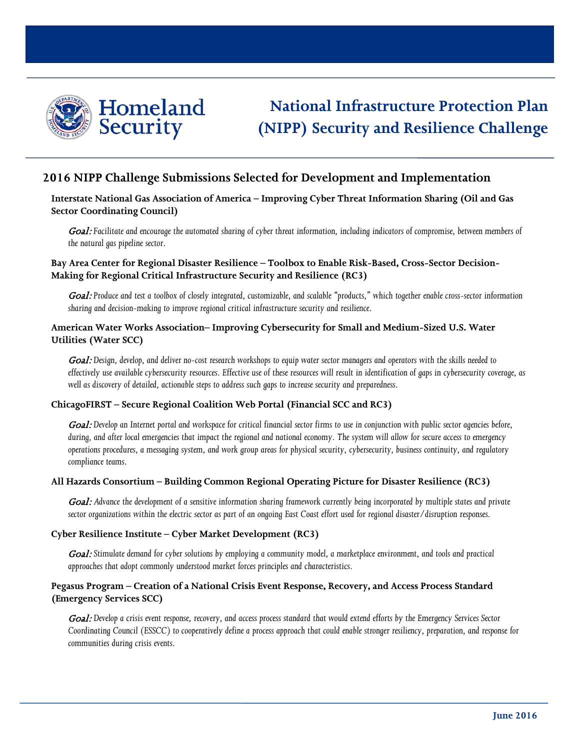# National Infrastructure Protection Plan (NIPP) Security and Resilience Challenge

## 2016 NIPP Challenge Submissions Selected for Development and Implementation

**Interstate National Gas Association of America – Improving Cyber Threat Information Sharing (Oil and Gas Sector Coordinating Council)**

*Goal:* *Facilitate and encourage the automated sharing of cyber threat information, including indicators of compromise, between members of the natural gas pipeline sector.*

**Bay Area Center for Regional Disaster Resilience – Toolbox to Enable Risk-Based, Cross-Sector Decision-Making for Regional Critical Infrastructure Security and Resilience (RC3)**

*Goal:* *Produce and test a toolbox of closely integrated, customizable, and scalable "products," which together enable cross-sector information sharing and decision-making to improve regional critical infrastructure security and resilience.*

**American Water Works Association– Improving Cybersecurity for Small and Medium-Sized U.S. Water Utilities (Water SCC)**

*Goal:* *Design, develop, and deliver no-cost research workshops to equip water sector managers and operators with the skills needed to effectively use available cybersecurity resources. Effective use of these resources will result in identification of gaps in cybersecurity coverage, as well as discovery of detailed, actionable steps to address such gaps to increase security and preparedness.*

**ChicagoFIRST – Secure Regional Coalition Web Portal (Financial SCC and RC3)**

*Goal:* *Develop an Internet portal and workspace for critical financial sector firms to use in conjunction with public sector agencies before, during, and after local emergencies that impact the regional and national economy. The system will allow for secure access to emergency operations procedures, a messaging system, and work group areas for physical security, cybersecurity, business continuity, and regulatory compliance teams.*

**All Hazards Consortium – Building Common Regional Operating Picture for Disaster Resilience (RC3)**

*Goal:* *Advance the development of a sensitive information sharing framework currently being incorporated by multiple states and private sector organizations within the electric sector as part of an ongoing East Coast effort used for regional disaster/disruption responses.*

**Cyber Resilience Institute – Cyber Market Development (RC3)**

*Goal:* *Stimulate demand for cyber solutions by employing a community model, a marketplace environment, and tools and practical approaches that adopt commonly understood market forces principles and characteristics.*

**Pegasus Program – Creation of a National Crisis Event Response, Recovery, and Access Process Standard (Emergency Services SCC)**

*Goal:* *Develop a crisis event response, recovery, and access process standard that would extend efforts by the Emergency Services Sector Coordinating Council (ESSCC) to cooperatively define a process approach that could enable stronger resiliency, preparation, and response for communities during crisis events.*

June 2016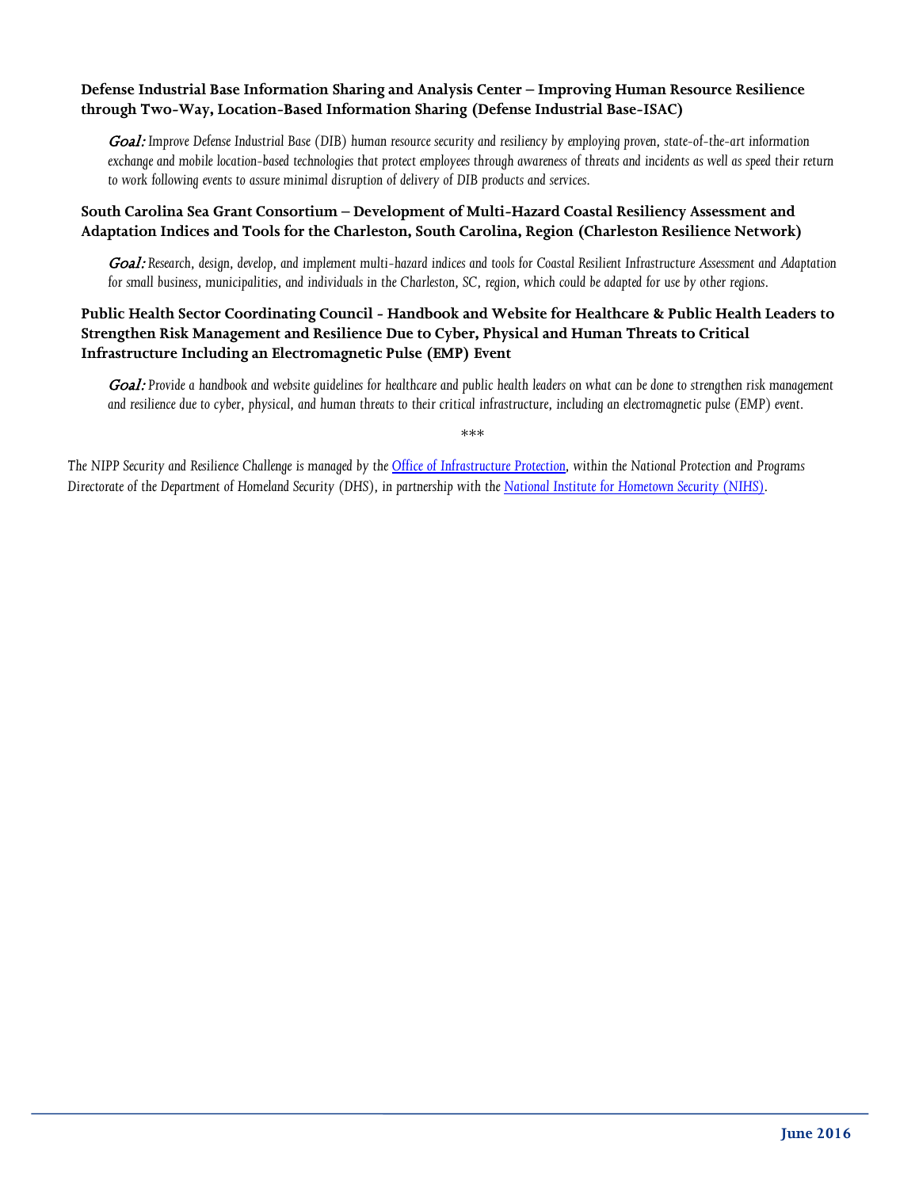**Defense Industrial Base Information Sharing and Analysis Center – Improving Human Resource Resilience through Two-Way, Location-Based Information Sharing (Defense Industrial Base-ISAC)**

> ***Goal:*** *Improve Defense Industrial Base (DIB) human resource security and resiliency by employing proven, state-of-the-art information exchange and mobile location-based technologies that protect employees through awareness of threats and incidents as well as speed their return to work following events to assure minimal disruption of delivery of DIB products and services.*

**South Carolina Sea Grant Consortium – Development of Multi-Hazard Coastal Resiliency Assessment and Adaptation Indices and Tools for the Charleston, South Carolina, Region (Charleston Resilience Network)**

> ***Goal:*** *Research, design, develop, and implement multi-hazard indices and tools for Coastal Resilient Infrastructure Assessment and Adaptation for small business, municipalities, and individuals in the Charleston, SC, region, which could be adapted for use by other regions.*

**Public Health Sector Coordinating Council - Handbook and Website for Healthcare & Public Health Leaders to Strengthen Risk Management and Resilience Due to Cyber, Physical and Human Threats to Critical Infrastructure Including an Electromagnetic Pulse (EMP) Event**

> ***Goal:*** *Provide a handbook and website guidelines for healthcare and public health leaders on what can be done to strengthen risk management and resilience due to cyber, physical, and human threats to their critical infrastructure, including an electromagnetic pulse (EMP) event.*

\*\*\*

*The NIPP Security and Resilience Challenge is managed by the Office of Infrastructure Protection, within the National Protection and Programs Directorate of the Department of Homeland Security (DHS), in partnership with the National Institute for Hometown Security (NIHS).*